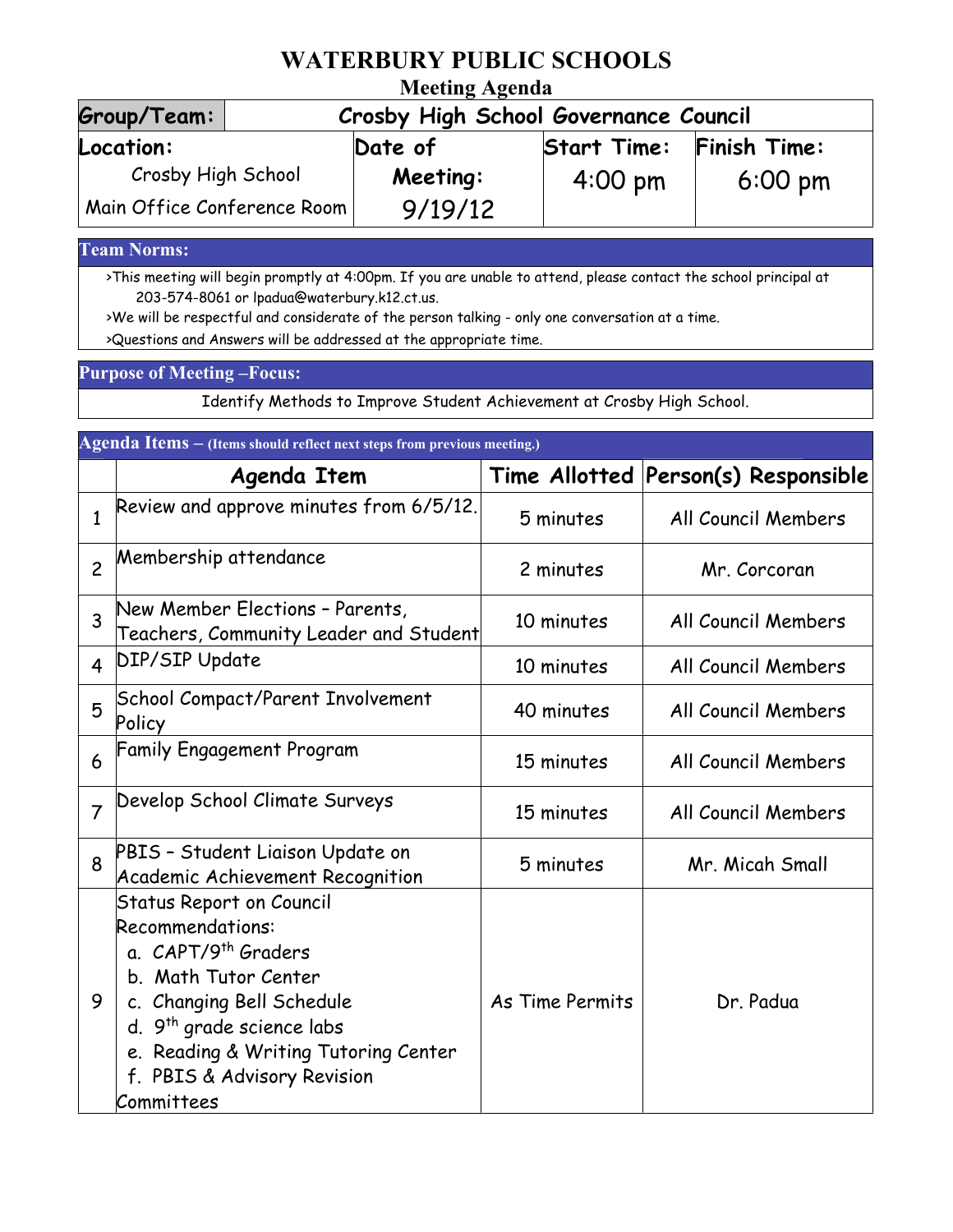# WATERBURY PUBLIC SCHOOLS

## Meeting Agenda

| Group/Team: | Crosby High School Governance Council | | |
|---|---|---|---|
| **Location:** Crosby High School Main Office Conference Room | **Date of Meeting:** 9/19/12 | **Start Time:** 4:00 pm | **Finish Time:** 6:00 pm |

### Team Norms:

>This meeting will begin promptly at 4:00pm. If you are unable to attend, please contact the school principal at 203-574-8061 or lpadua@waterbury.k12.ct.us.

>We will be respectful and considerate of the person talking - only one conversation at a time.

>Questions and Answers will be addressed at the appropriate time.

### Purpose of Meeting –Focus:

Identify Methods to Improve Student Achievement at Crosby High School.

### Agenda Items – (Items should reflect next steps from previous meeting.)

| | Agenda Item | Time Allotted | Person(s) Responsible |
|---|---|---|---|
| 1 | Review and approve minutes from 6/5/12. | 5 minutes | All Council Members |
| 2 | Membership attendance | 2 minutes | Mr. Corcoran |
| 3 | New Member Elections – Parents, Teachers, Community Leader and Student | 10 minutes | All Council Members |
| 4 | DIP/SIP Update | 10 minutes | All Council Members |
| 5 | School Compact/Parent Involvement Policy | 40 minutes | All Council Members |
| 6 | Family Engagement Program | 15 minutes | All Council Members |
| 7 | Develop School Climate Surveys | 15 minutes | All Council Members |
| 8 | PBIS – Student Liaison Update on Academic Achievement Recognition | 5 minutes | Mr. Micah Small |
| 9 | Status Report on Council Recommendations: a. CAPT/9th Graders b. Math Tutor Center c. Changing Bell Schedule d. 9th grade science labs e. Reading & Writing Tutoring Center f. PBIS & Advisory Revision Committees | As Time Permits | Dr. Padua |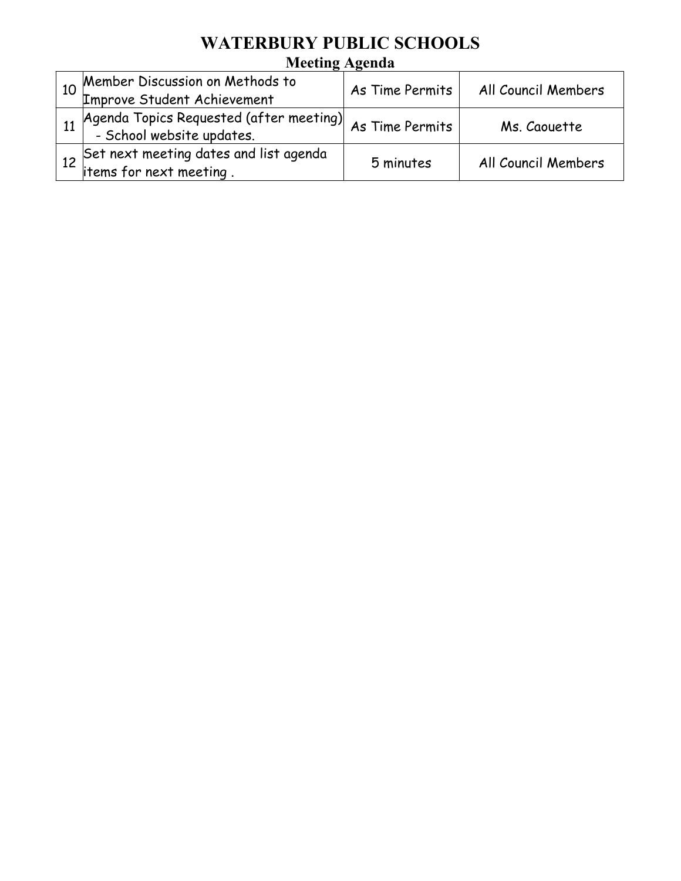# WATERBURY PUBLIC SCHOOLS

## Meeting Agenda

| | | | |
|---|---|---|---|
| 10 | Member Discussion on Methods to Improve Student Achievement | As Time Permits | All Council Members |
| 11 | Agenda Topics Requested (after meeting) - School website updates. | As Time Permits | Ms. Caouette |
| 12 | Set next meeting dates and list agenda items for next meeting . | 5 minutes | All Council Members |